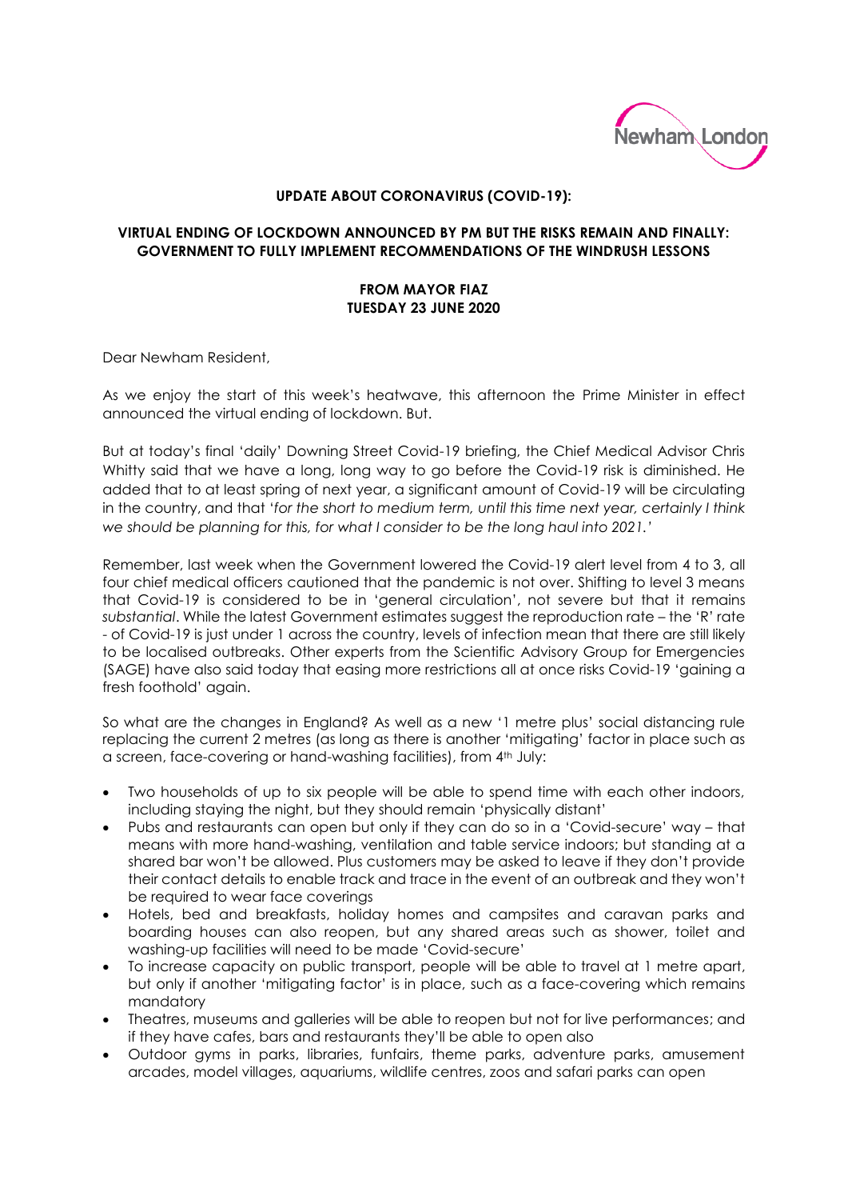Newham London

**UPDATE ABOUT CORONAVIRUS (COVID-19):**

**VIRTUAL ENDING OF LOCKDOWN ANNOUNCED BY PM BUT THE RISKS REMAIN AND FINALLY: GOVERNMENT TO FULLY IMPLEMENT RECOMMENDATIONS OF THE WINDRUSH LESSONS**

**FROM MAYOR FIAZ**
**TUESDAY 23 JUNE 2020**

Dear Newham Resident,

As we enjoy the start of this week's heatwave, this afternoon the Prime Minister in effect announced the virtual ending of lockdown. But.

But at today's final 'daily' Downing Street Covid-19 briefing, the Chief Medical Advisor Chris Whitty said that we have a long, long way to go before the Covid-19 risk is diminished. He added that to at least spring of next year, a significant amount of Covid-19 will be circulating in the country, and that '*for the short to medium term, until this time next year, certainly I think we should be planning for this, for what I consider to be the long haul into 2021.*'

Remember, last week when the Government lowered the Covid-19 alert level from 4 to 3, all four chief medical officers cautioned that the pandemic is not over. Shifting to level 3 means that Covid-19 is considered to be in 'general circulation', not severe but that it remains *substantial*. While the latest Government estimates suggest the reproduction rate – the 'R' rate - of Covid-19 is just under 1 across the country, levels of infection mean that there are still likely to be localised outbreaks. Other experts from the Scientific Advisory Group for Emergencies (SAGE) have also said today that easing more restrictions all at once risks Covid-19 'gaining a fresh foothold' again.

So what are the changes in England? As well as a new '1 metre plus' social distancing rule replacing the current 2 metres (as long as there is another 'mitigating' factor in place such as a screen, face-covering or hand-washing facilities), from 4th July:

- Two households of up to six people will be able to spend time with each other indoors, including staying the night, but they should remain 'physically distant'
- Pubs and restaurants can open but only if they can do so in a 'Covid-secure' way – that means with more hand-washing, ventilation and table service indoors; but standing at a shared bar won't be allowed. Plus customers may be asked to leave if they don't provide their contact details to enable track and trace in the event of an outbreak and they won't be required to wear face coverings
- Hotels, bed and breakfasts, holiday homes and campsites and caravan parks and boarding houses can also reopen, but any shared areas such as shower, toilet and washing-up facilities will need to be made 'Covid-secure'
- To increase capacity on public transport, people will be able to travel at 1 metre apart, but only if another 'mitigating factor' is in place, such as a face-covering which remains mandatory
- Theatres, museums and galleries will be able to reopen but not for live performances; and if they have cafes, bars and restaurants they'll be able to open also
- Outdoor gyms in parks, libraries, funfairs, theme parks, adventure parks, amusement arcades, model villages, aquariums, wildlife centres, zoos and safari parks can open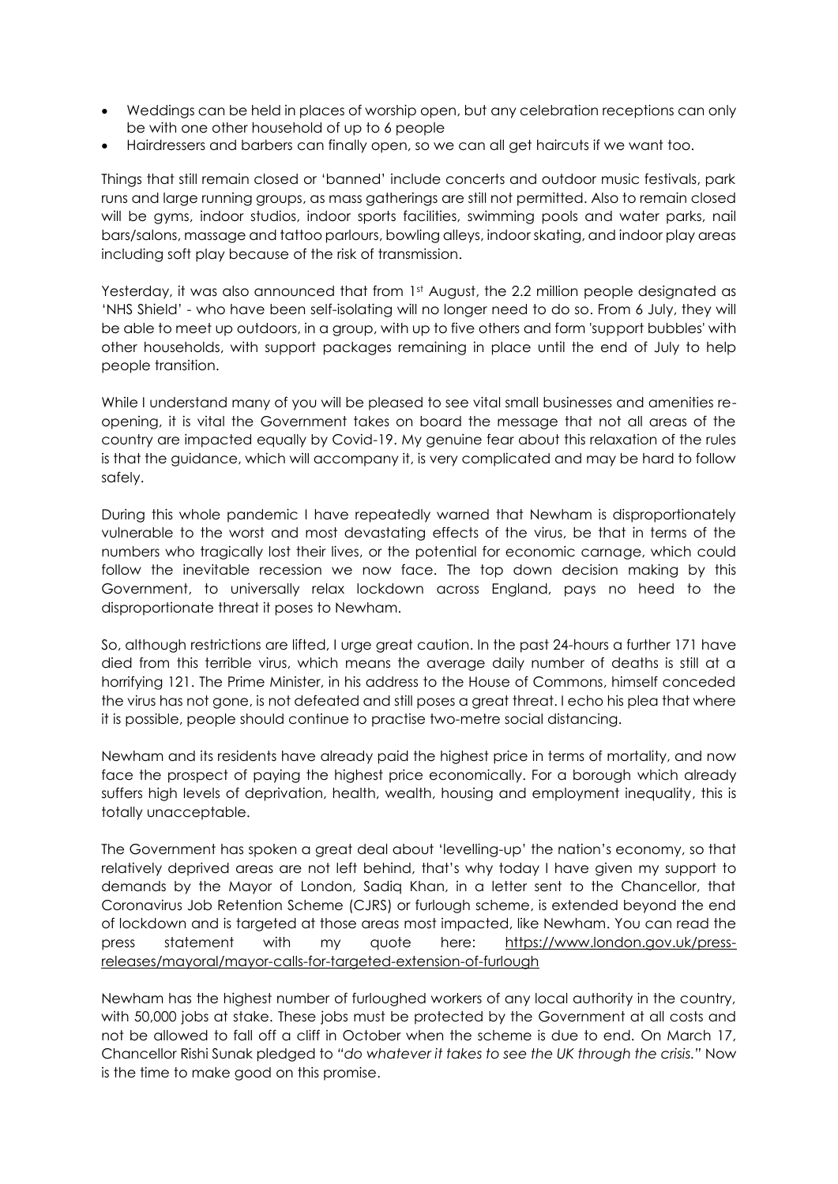- Weddings can be held in places of worship open, but any celebration receptions can only be with one other household of up to 6 people
- Hairdressers and barbers can finally open, so we can all get haircuts if we want too.

Things that still remain closed or 'banned' include concerts and outdoor music festivals, park runs and large running groups, as mass gatherings are still not permitted. Also to remain closed will be gyms, indoor studios, indoor sports facilities, swimming pools and water parks, nail bars/salons, massage and tattoo parlours, bowling alleys, indoor skating, and indoor play areas including soft play because of the risk of transmission.

Yesterday, it was also announced that from 1st August, the 2.2 million people designated as 'NHS Shield' - who have been self-isolating will no longer need to do so. From 6 July, they will be able to meet up outdoors, in a group, with up to five others and form 'support bubbles' with other households, with support packages remaining in place until the end of July to help people transition.

While I understand many of you will be pleased to see vital small businesses and amenities re-opening, it is vital the Government takes on board the message that not all areas of the country are impacted equally by Covid-19. My genuine fear about this relaxation of the rules is that the guidance, which will accompany it, is very complicated and may be hard to follow safely.

During this whole pandemic I have repeatedly warned that Newham is disproportionately vulnerable to the worst and most devastating effects of the virus, be that in terms of the numbers who tragically lost their lives, or the potential for economic carnage, which could follow the inevitable recession we now face. The top down decision making by this Government, to universally relax lockdown across England, pays no heed to the disproportionate threat it poses to Newham.

So, although restrictions are lifted, I urge great caution. In the past 24-hours a further 171 have died from this terrible virus, which means the average daily number of deaths is still at a horrifying 121. The Prime Minister, in his address to the House of Commons, himself conceded the virus has not gone, is not defeated and still poses a great threat. I echo his plea that where it is possible, people should continue to practise two-metre social distancing.

Newham and its residents have already paid the highest price in terms of mortality, and now face the prospect of paying the highest price economically. For a borough which already suffers high levels of deprivation, health, wealth, housing and employment inequality, this is totally unacceptable.

The Government has spoken a great deal about 'levelling-up' the nation's economy, so that relatively deprived areas are not left behind, that's why today I have given my support to demands by the Mayor of London, Sadiq Khan, in a letter sent to the Chancellor, that Coronavirus Job Retention Scheme (CJRS) or furlough scheme, is extended beyond the end of lockdown and is targeted at those areas most impacted, like Newham. You can read the press statement with my quote here: https://www.london.gov.uk/press-releases/mayoral/mayor-calls-for-targeted-extension-of-furlough

Newham has the highest number of furloughed workers of any local authority in the country, with 50,000 jobs at stake. These jobs must be protected by the Government at all costs and not be allowed to fall off a cliff in October when the scheme is due to end. On March 17, Chancellor Rishi Sunak pledged to "*do whatever it takes to see the UK through the crisis.*" Now is the time to make good on this promise.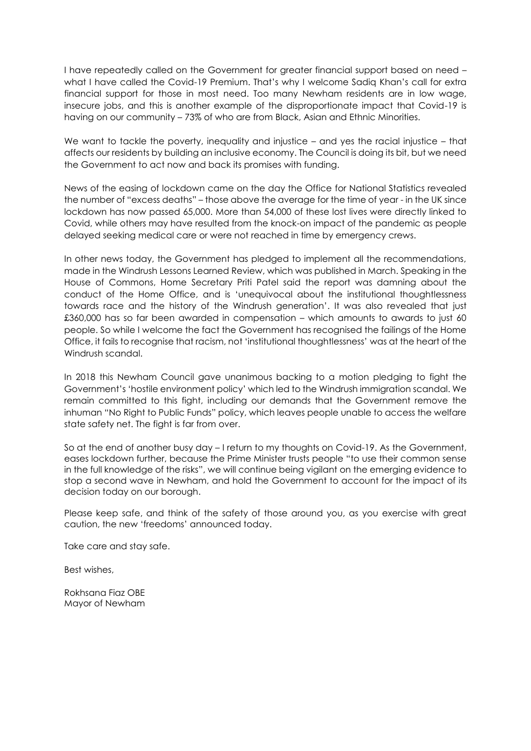I have repeatedly called on the Government for greater financial support based on need – what I have called the Covid-19 Premium. That's why I welcome Sadiq Khan's call for extra financial support for those in most need. Too many Newham residents are in low wage, insecure jobs, and this is another example of the disproportionate impact that Covid-19 is having on our community – 73% of who are from Black, Asian and Ethnic Minorities.

We want to tackle the poverty, inequality and injustice – and yes the racial injustice – that affects our residents by building an inclusive economy. The Council is doing its bit, but we need the Government to act now and back its promises with funding.

News of the easing of lockdown came on the day the Office for National Statistics revealed the number of "excess deaths" – those above the average for the time of year - in the UK since lockdown has now passed 65,000. More than 54,000 of these lost lives were directly linked to Covid, while others may have resulted from the knock-on impact of the pandemic as people delayed seeking medical care or were not reached in time by emergency crews.

In other news today, the Government has pledged to implement all the recommendations, made in the Windrush Lessons Learned Review, which was published in March. Speaking in the House of Commons, Home Secretary Priti Patel said the report was damning about the conduct of the Home Office, and is 'unequivocal about the institutional thoughtlessness towards race and the history of the Windrush generation'. It was also revealed that just £360,000 has so far been awarded in compensation – which amounts to awards to just 60 people. So while I welcome the fact the Government has recognised the failings of the Home Office, it fails to recognise that racism, not 'institutional thoughtlessness' was at the heart of the Windrush scandal.

In 2018 this Newham Council gave unanimous backing to a motion pledging to fight the Government's 'hostile environment policy' which led to the Windrush immigration scandal. We remain committed to this fight, including our demands that the Government remove the inhuman "No Right to Public Funds" policy, which leaves people unable to access the welfare state safety net. The fight is far from over.

So at the end of another busy day – I return to my thoughts on Covid-19. As the Government, eases lockdown further, because the Prime Minister trusts people "to use their common sense in the full knowledge of the risks", we will continue being vigilant on the emerging evidence to stop a second wave in Newham, and hold the Government to account for the impact of its decision today on our borough.

Please keep safe, and think of the safety of those around you, as you exercise with great caution, the new 'freedoms' announced today.

Take care and stay safe.

Best wishes,

Rokhsana Fiaz OBE
Mayor of Newham